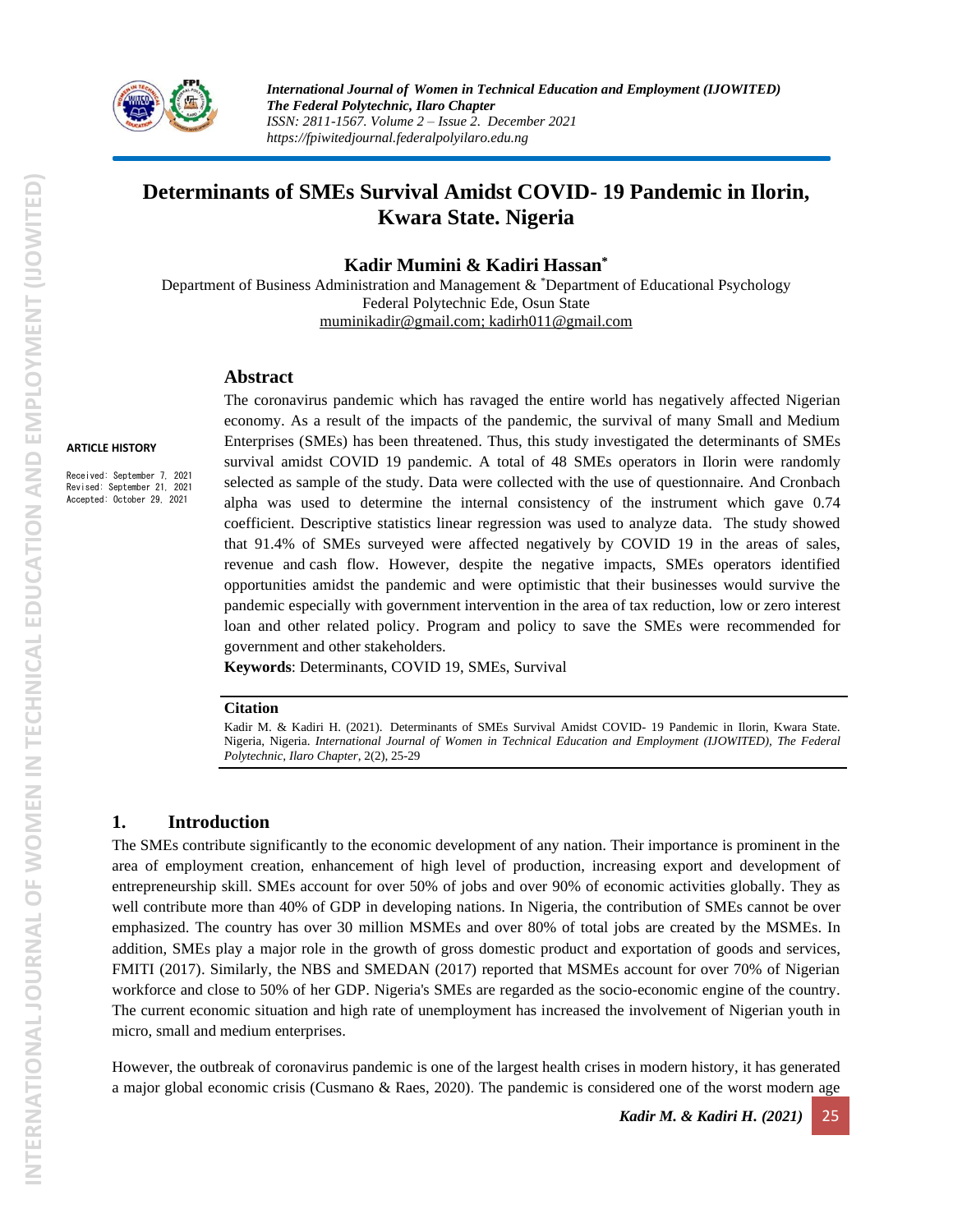# Determinants of SMEs Survival Amidst COVID- 19 Pandemic in Ilorin, Kwara State. Nigeria

**Kadir Mumini & Kadiri Hassan[*]**

Department of Business Administration and Management & [*]Department of Educational Psychology
Federal Polytechnic Ede, Osun State
muminikadir@gmail.com; kadirh011@gmail.com

**ARTICLE HISTORY**

Received: September 7, 2021
Revised: September 21, 2021
Accepted: October 29, 2021

## Abstract

The coronavirus pandemic which has ravaged the entire world has negatively affected Nigerian economy. As a result of the impacts of the pandemic, the survival of many Small and Medium Enterprises (SMEs) has been threatened. Thus, this study investigated the determinants of SMEs survival amidst COVID 19 pandemic. A total of 48 SMEs operators in Ilorin were randomly selected as sample of the study. Data were collected with the use of questionnaire. And Cronbach alpha was used to determine the internal consistency of the instrument which gave 0.74 coefficient. Descriptive statistics linear regression was used to analyze data. The study showed that 91.4% of SMEs surveyed were affected negatively by COVID 19 in the areas of sales, revenue and cash flow. However, despite the negative impacts, SMEs operators identified opportunities amidst the pandemic and were optimistic that their businesses would survive the pandemic especially with government intervention in the area of tax reduction, low or zero interest loan and other related policy. Program and policy to save the SMEs were recommended for government and other stakeholders.

**Keywords**: Determinants, COVID 19, SMEs, Survival

**Citation**

Kadir M. & Kadiri H. (2021). Determinants of SMEs Survival Amidst COVID- 19 Pandemic in Ilorin, Kwara State. Nigeria, Nigeria. *International Journal of Women in Technical Education and Employment (IJOWITED), The Federal Polytechnic, Ilaro Chapter*, 2(2), 25-29

## 1. Introduction

The SMEs contribute significantly to the economic development of any nation. Their importance is prominent in the area of employment creation, enhancement of high level of production, increasing export and development of entrepreneurship skill. SMEs account for over 50% of jobs and over 90% of economic activities globally. They as well contribute more than 40% of GDP in developing nations. In Nigeria, the contribution of SMEs cannot be over emphasized. The country has over 30 million MSMEs and over 80% of total jobs are created by the MSMEs. In addition, SMEs play a major role in the growth of gross domestic product and exportation of goods and services, FMITI (2017). Similarly, the NBS and SMEDAN (2017) reported that MSMEs account for over 70% of Nigerian workforce and close to 50% of her GDP. Nigeria's SMEs are regarded as the socio-economic engine of the country. The current economic situation and high rate of unemployment has increased the involvement of Nigerian youth in micro, small and medium enterprises.

However, the outbreak of coronavirus pandemic is one of the largest health crises in modern history, it has generated a major global economic crisis (Cusmano & Raes, 2020). The pandemic is considered one of the worst modern age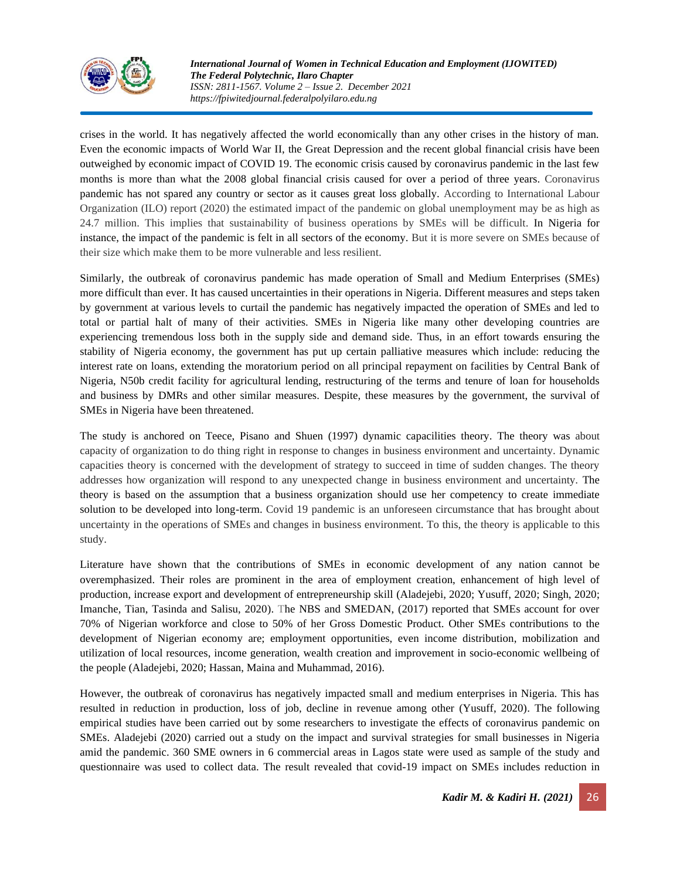crises in the world. It has negatively affected the world economically than any other crises in the history of man. Even the economic impacts of World War II, the Great Depression and the recent global financial crisis have been outweighed by economic impact of COVID 19. The economic crisis caused by coronavirus pandemic in the last few months is more than what the 2008 global financial crisis caused for over a period of three years. Coronavirus pandemic has not spared any country or sector as it causes great loss globally. According to International Labour Organization (ILO) report (2020) the estimated impact of the pandemic on global unemployment may be as high as 24.7 million. This implies that sustainability of business operations by SMEs will be difficult. In Nigeria for instance, the impact of the pandemic is felt in all sectors of the economy. But it is more severe on SMEs because of their size which make them to be more vulnerable and less resilient.

Similarly, the outbreak of coronavirus pandemic has made operation of Small and Medium Enterprises (SMEs) more difficult than ever. It has caused uncertainties in their operations in Nigeria. Different measures and steps taken by government at various levels to curtail the pandemic has negatively impacted the operation of SMEs and led to total or partial halt of many of their activities. SMEs in Nigeria like many other developing countries are experiencing tremendous loss both in the supply side and demand side. Thus, in an effort towards ensuring the stability of Nigeria economy, the government has put up certain palliative measures which include: reducing the interest rate on loans, extending the moratorium period on all principal repayment on facilities by Central Bank of Nigeria, N50b credit facility for agricultural lending, restructuring of the terms and tenure of loan for households and business by DMRs and other similar measures. Despite, these measures by the government, the survival of SMEs in Nigeria have been threatened.

The study is anchored on Teece, Pisano and Shuen (1997) dynamic capacilities theory. The theory was about capacity of organization to do thing right in response to changes in business environment and uncertainty. Dynamic capacities theory is concerned with the development of strategy to succeed in time of sudden changes. The theory addresses how organization will respond to any unexpected change in business environment and uncertainty. The theory is based on the assumption that a business organization should use her competency to create immediate solution to be developed into long-term. Covid 19 pandemic is an unforeseen circumstance that has brought about uncertainty in the operations of SMEs and changes in business environment. To this, the theory is applicable to this study.

Literature have shown that the contributions of SMEs in economic development of any nation cannot be overemphasized. Their roles are prominent in the area of employment creation, enhancement of high level of production, increase export and development of entrepreneurship skill (Aladejebi, 2020; Yusuff, 2020; Singh, 2020; Imanche, Tian, Tasinda and Salisu, 2020). The NBS and SMEDAN, (2017) reported that SMEs account for over 70% of Nigerian workforce and close to 50% of her Gross Domestic Product. Other SMEs contributions to the development of Nigerian economy are; employment opportunities, even income distribution, mobilization and utilization of local resources, income generation, wealth creation and improvement in socio-economic wellbeing of the people (Aladejebi, 2020; Hassan, Maina and Muhammad, 2016).

However, the outbreak of coronavirus has negatively impacted small and medium enterprises in Nigeria. This has resulted in reduction in production, loss of job, decline in revenue among other (Yusuff, 2020). The following empirical studies have been carried out by some researchers to investigate the effects of coronavirus pandemic on SMEs. Aladejebi (2020) carried out a study on the impact and survival strategies for small businesses in Nigeria amid the pandemic. 360 SME owners in 6 commercial areas in Lagos state were used as sample of the study and questionnaire was used to collect data. The result revealed that covid-19 impact on SMEs includes reduction in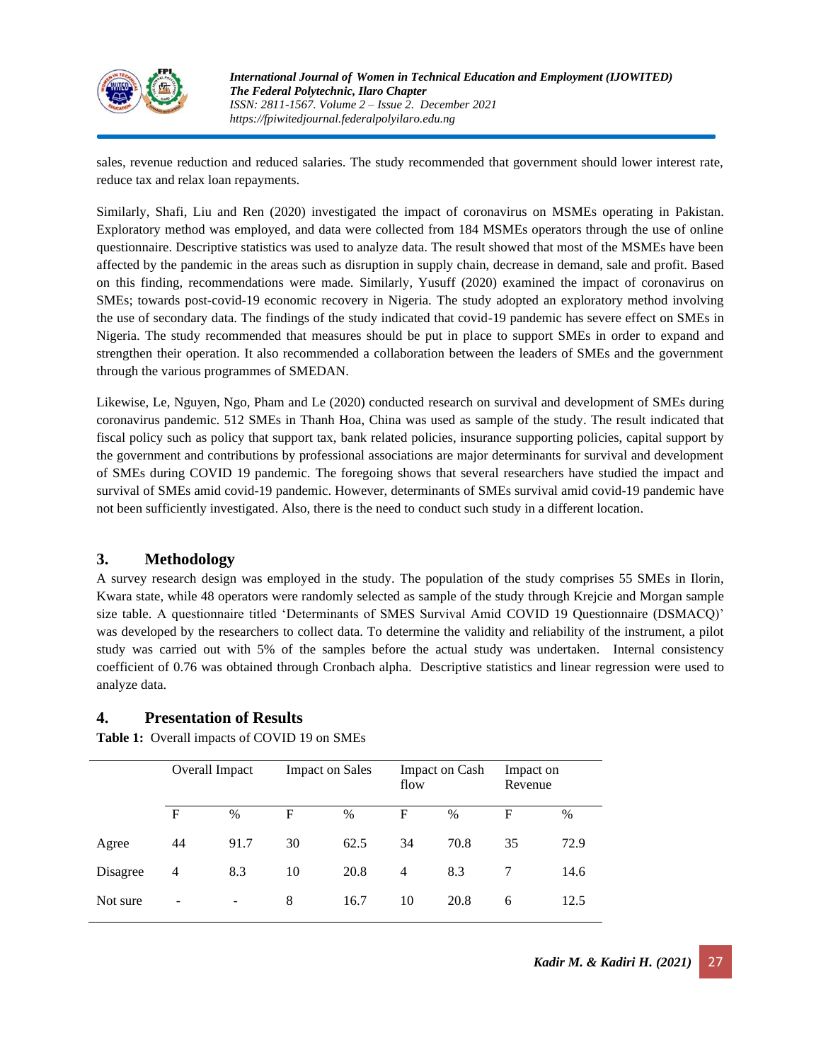sales, revenue reduction and reduced salaries. The study recommended that government should lower interest rate, reduce tax and relax loan repayments.

Similarly, Shafi, Liu and Ren (2020) investigated the impact of coronavirus on MSMEs operating in Pakistan. Exploratory method was employed, and data were collected from 184 MSMEs operators through the use of online questionnaire. Descriptive statistics was used to analyze data. The result showed that most of the MSMEs have been affected by the pandemic in the areas such as disruption in supply chain, decrease in demand, sale and profit. Based on this finding, recommendations were made. Similarly, Yusuff (2020) examined the impact of coronavirus on SMEs; towards post-covid-19 economic recovery in Nigeria. The study adopted an exploratory method involving the use of secondary data. The findings of the study indicated that covid-19 pandemic has severe effect on SMEs in Nigeria. The study recommended that measures should be put in place to support SMEs in order to expand and strengthen their operation. It also recommended a collaboration between the leaders of SMEs and the government through the various programmes of SMEDAN.

Likewise, Le, Nguyen, Ngo, Pham and Le (2020) conducted research on survival and development of SMEs during coronavirus pandemic. 512 SMEs in Thanh Hoa, China was used as sample of the study. The result indicated that fiscal policy such as policy that support tax, bank related policies, insurance supporting policies, capital support by the government and contributions by professional associations are major determinants for survival and development of SMEs during COVID 19 pandemic. The foregoing shows that several researchers have studied the impact and survival of SMEs amid covid-19 pandemic. However, determinants of SMEs survival amid covid-19 pandemic have not been sufficiently investigated. Also, there is the need to conduct such study in a different location.

## 3. Methodology

A survey research design was employed in the study. The population of the study comprises 55 SMEs in Ilorin, Kwara state, while 48 operators were randomly selected as sample of the study through Krejcie and Morgan sample size table. A questionnaire titled 'Determinants of SMES Survival Amid COVID 19 Questionnaire (DSMACQ)' was developed by the researchers to collect data. To determine the validity and reliability of the instrument, a pilot study was carried out with 5% of the samples before the actual study was undertaken. Internal consistency coefficient of 0.76 was obtained through Cronbach alpha. Descriptive statistics and linear regression were used to analyze data.

## 4. Presentation of Results

**Table 1:** Overall impacts of COVID 19 on SMEs

| | Overall Impact | | Impact on Sales | | Impact on Cash flow | | Impact on Revenue | |
|---|---|---|---|---|---|---|---|---|
| | F | % | F | % | F | % | F | % |
| Agree | 44 | 91.7 | 30 | 62.5 | 34 | 70.8 | 35 | 72.9 |
| Disagree | 4 | 8.3 | 10 | 20.8 | 4 | 8.3 | 7 | 14.6 |
| Not sure | - | - | 8 | 16.7 | 10 | 20.8 | 6 | 12.5 |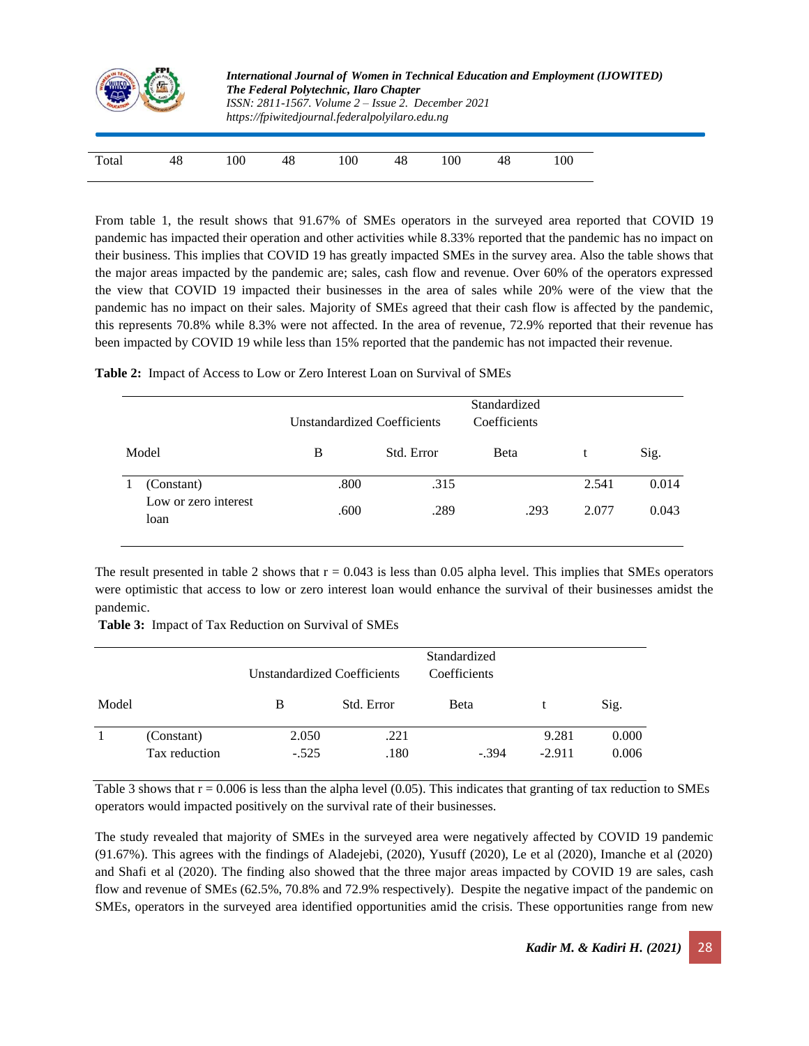| Total | 48 | 100 | 48 | 100 | 48 | 100 | 48 | 100 |
|---|---|---|---|---|---|---|---|---|

From table 1, the result shows that 91.67% of SMEs operators in the surveyed area reported that COVID 19 pandemic has impacted their operation and other activities while 8.33% reported that the pandemic has no impact on their business. This implies that COVID 19 has greatly impacted SMEs in the survey area. Also the table shows that the major areas impacted by the pandemic are; sales, cash flow and revenue. Over 60% of the operators expressed the view that COVID 19 impacted their businesses in the area of sales while 20% were of the view that the pandemic has no impact on their sales. Majority of SMEs agreed that their cash flow is affected by the pandemic, this represents 70.8% while 8.3% were not affected. In the area of revenue, 72.9% reported that their revenue has been impacted by COVID 19 while less than 15% reported that the pandemic has not impacted their revenue.

**Table 2:** Impact of Access to Low or Zero Interest Loan on Survival of SMEs

| Model | | Unstandardized Coefficients | | Standardized Coefficients | | |
|---|---|---|---|---|---|---|
| | | B | Std. Error | Beta | t | Sig. |
| 1 | (Constant) | .800 | .315 | | 2.541 | 0.014 |
| | Low or zero interest loan | .600 | .289 | .293 | 2.077 | 0.043 |

The result presented in table 2 shows that r = 0.043 is less than 0.05 alpha level. This implies that SMEs operators were optimistic that access to low or zero interest loan would enhance the survival of their businesses amidst the pandemic.

**Table 3:** Impact of Tax Reduction on Survival of SMEs

| Model | | Unstandardized Coefficients | | Standardized Coefficients | | |
|---|---|---|---|---|---|---|
| | | B | Std. Error | Beta | t | Sig. |
| 1 | (Constant) | 2.050 | .221 | | 9.281 | 0.000 |
| | Tax reduction | -.525 | .180 | -.394 | -2.911 | 0.006 |

Table 3 shows that r = 0.006 is less than the alpha level (0.05). This indicates that granting of tax reduction to SMEs operators would impacted positively on the survival rate of their businesses.

The study revealed that majority of SMEs in the surveyed area were negatively affected by COVID 19 pandemic (91.67%). This agrees with the findings of Aladejebi, (2020), Yusuff (2020), Le et al (2020), Imanche et al (2020) and Shafi et al (2020). The finding also showed that the three major areas impacted by COVID 19 are sales, cash flow and revenue of SMEs (62.5%, 70.8% and 72.9% respectively). Despite the negative impact of the pandemic on SMEs, operators in the surveyed area identified opportunities amid the crisis. These opportunities range from new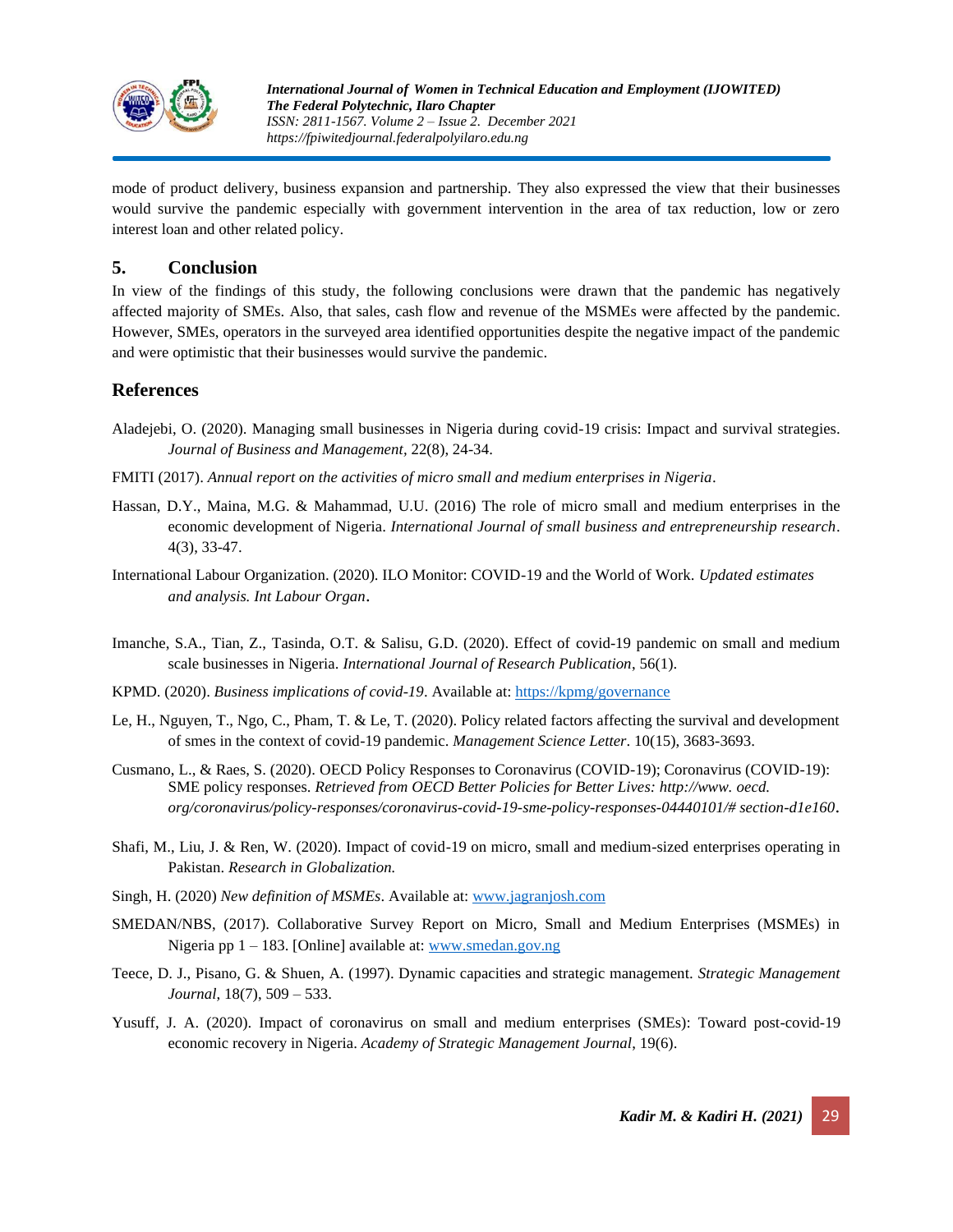mode of product delivery, business expansion and partnership. They also expressed the view that their businesses would survive the pandemic especially with government intervention in the area of tax reduction, low or zero interest loan and other related policy.

## 5. Conclusion

In view of the findings of this study, the following conclusions were drawn that the pandemic has negatively affected majority of SMEs. Also, that sales, cash flow and revenue of the MSMEs were affected by the pandemic. However, SMEs, operators in the surveyed area identified opportunities despite the negative impact of the pandemic and were optimistic that their businesses would survive the pandemic.

## References

Aladejebi, O. (2020). Managing small businesses in Nigeria during covid-19 crisis: Impact and survival strategies. *Journal of Business and Management,* 22(8), 24-34.

FMITI (2017). *Annual report on the activities of micro small and medium enterprises in Nigeria*.

Hassan, D.Y., Maina, M.G. & Mahammad, U.U. (2016) The role of micro small and medium enterprises in the economic development of Nigeria. *International Journal of small business and entrepreneurship research*. 4(3), 33-47.

International Labour Organization. (2020). ILO Monitor: COVID-19 and the World of Work. *Updated estimates and analysis. Int Labour Organ*.

Imanche, S.A., Tian, Z., Tasinda, O.T. & Salisu, G.D. (2020). Effect of covid-19 pandemic on small and medium scale businesses in Nigeria. *International Journal of Research Publication*, 56(1).

KPMD. (2020). *Business implications of covid-19*. Available at: https://kpmg/governance

Le, H., Nguyen, T., Ngo, C., Pham, T. & Le, T. (2020). Policy related factors affecting the survival and development of smes in the context of covid-19 pandemic. *Management Science Letter*. 10(15), 3683-3693.

Cusmano, L., & Raes, S. (2020). OECD Policy Responses to Coronavirus (COVID-19); Coronavirus (COVID-19): SME policy responses. *Retrieved from OECD Better Policies for Better Lives: http://www. oecd. org/coronavirus/policy-responses/coronavirus-covid-19-sme-policy-responses-04440101/# section-d1e160*.

Shafi, M., Liu, J. & Ren, W. (2020). Impact of covid-19 on micro, small and medium-sized enterprises operating in Pakistan. *Research in Globalization.*

Singh, H. (2020) *New definition of MSMEs*. Available at: www.jagranjosh.com

SMEDAN/NBS, (2017). Collaborative Survey Report on Micro, Small and Medium Enterprises (MSMEs) in Nigeria pp 1 – 183. [Online] available at: www.smedan.gov.ng

Teece, D. J., Pisano, G. & Shuen, A. (1997). Dynamic capacities and strategic management. *Strategic Management Journal*, 18(7), 509 – 533.

Yusuff, J. A. (2020). Impact of coronavirus on small and medium enterprises (SMEs): Toward post-covid-19 economic recovery in Nigeria. *Academy of Strategic Management Journal*, 19(6).